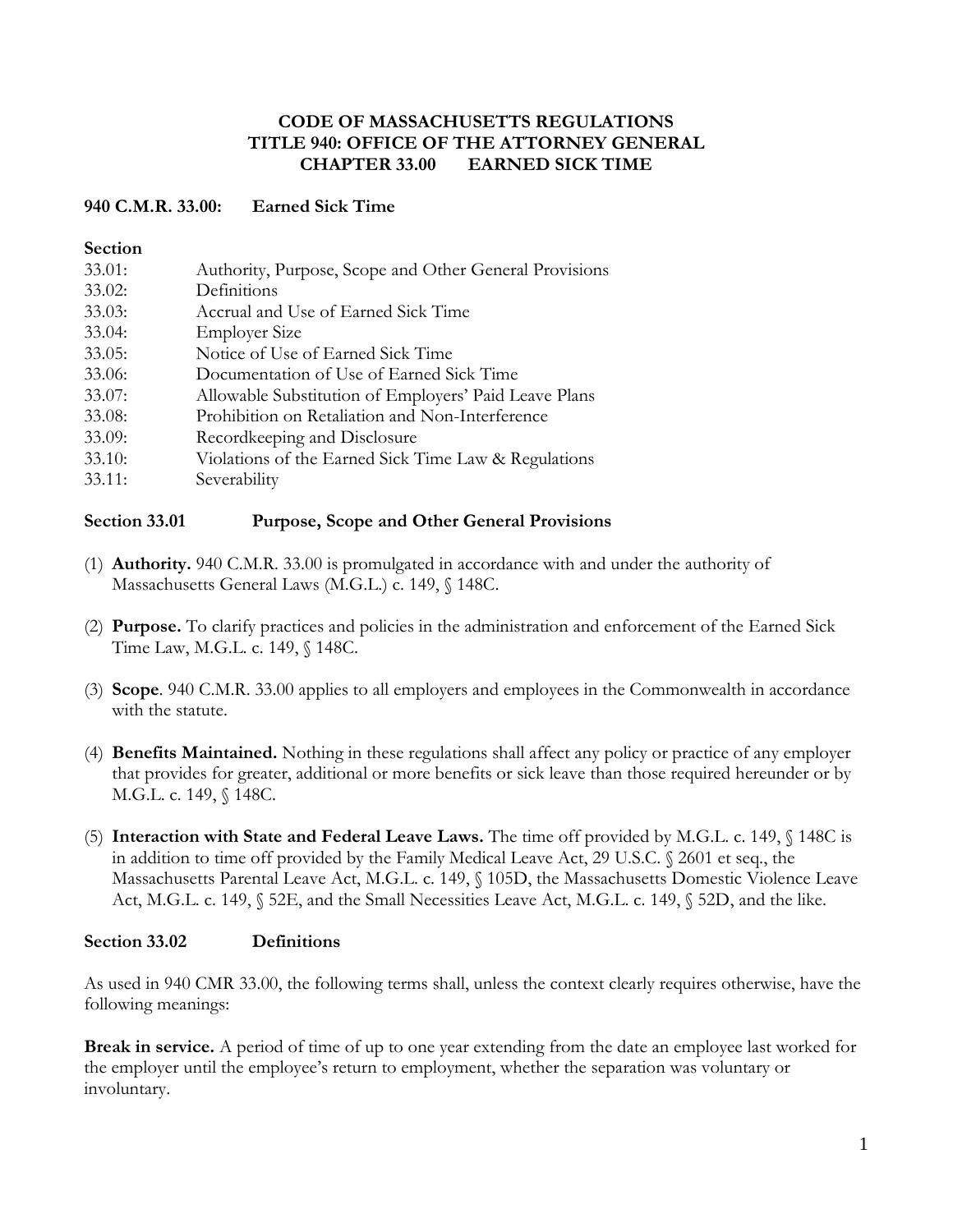# CODE OF MASSACHUSETTS REGULATIONS
# TITLE 940: OFFICE OF THE ATTORNEY GENERAL
# CHAPTER 33.00 EARNED SICK TIME

## 940 C.M.R. 33.00: Earned Sick Time

**Section**

| | |
|---|---|
| 33.01: | Authority, Purpose, Scope and Other General Provisions |
| 33.02: | Definitions |
| 33.03: | Accrual and Use of Earned Sick Time |
| 33.04: | Employer Size |
| 33.05: | Notice of Use of Earned Sick Time |
| 33.06: | Documentation of Use of Earned Sick Time |
| 33.07: | Allowable Substitution of Employers' Paid Leave Plans |
| 33.08: | Prohibition on Retaliation and Non-Interference |
| 33.09: | Recordkeeping and Disclosure |
| 33.10: | Violations of the Earned Sick Time Law & Regulations |
| 33.11: | Severability |

## Section 33.01 Purpose, Scope and Other General Provisions

(1) **Authority.** 940 C.M.R. 33.00 is promulgated in accordance with and under the authority of Massachusetts General Laws (M.G.L.) c. 149, § 148C.

(2) **Purpose.** To clarify practices and policies in the administration and enforcement of the Earned Sick Time Law, M.G.L. c. 149, § 148C.

(3) **Scope**. 940 C.M.R. 33.00 applies to all employers and employees in the Commonwealth in accordance with the statute.

(4) **Benefits Maintained.** Nothing in these regulations shall affect any policy or practice of any employer that provides for greater, additional or more benefits or sick leave than those required hereunder or by M.G.L. c. 149, § 148C.

(5) **Interaction with State and Federal Leave Laws.** The time off provided by M.G.L. c. 149, § 148C is in addition to time off provided by the Family Medical Leave Act, 29 U.S.C. § 2601 et seq., the Massachusetts Parental Leave Act, M.G.L. c. 149, § 105D, the Massachusetts Domestic Violence Leave Act, M.G.L. c. 149, § 52E, and the Small Necessities Leave Act, M.G.L. c. 149, § 52D, and the like.

## Section 33.02 Definitions

As used in 940 CMR 33.00, the following terms shall, unless the context clearly requires otherwise, have the following meanings:

**Break in service.** A period of time of up to one year extending from the date an employee last worked for the employer until the employee's return to employment, whether the separation was voluntary or involuntary.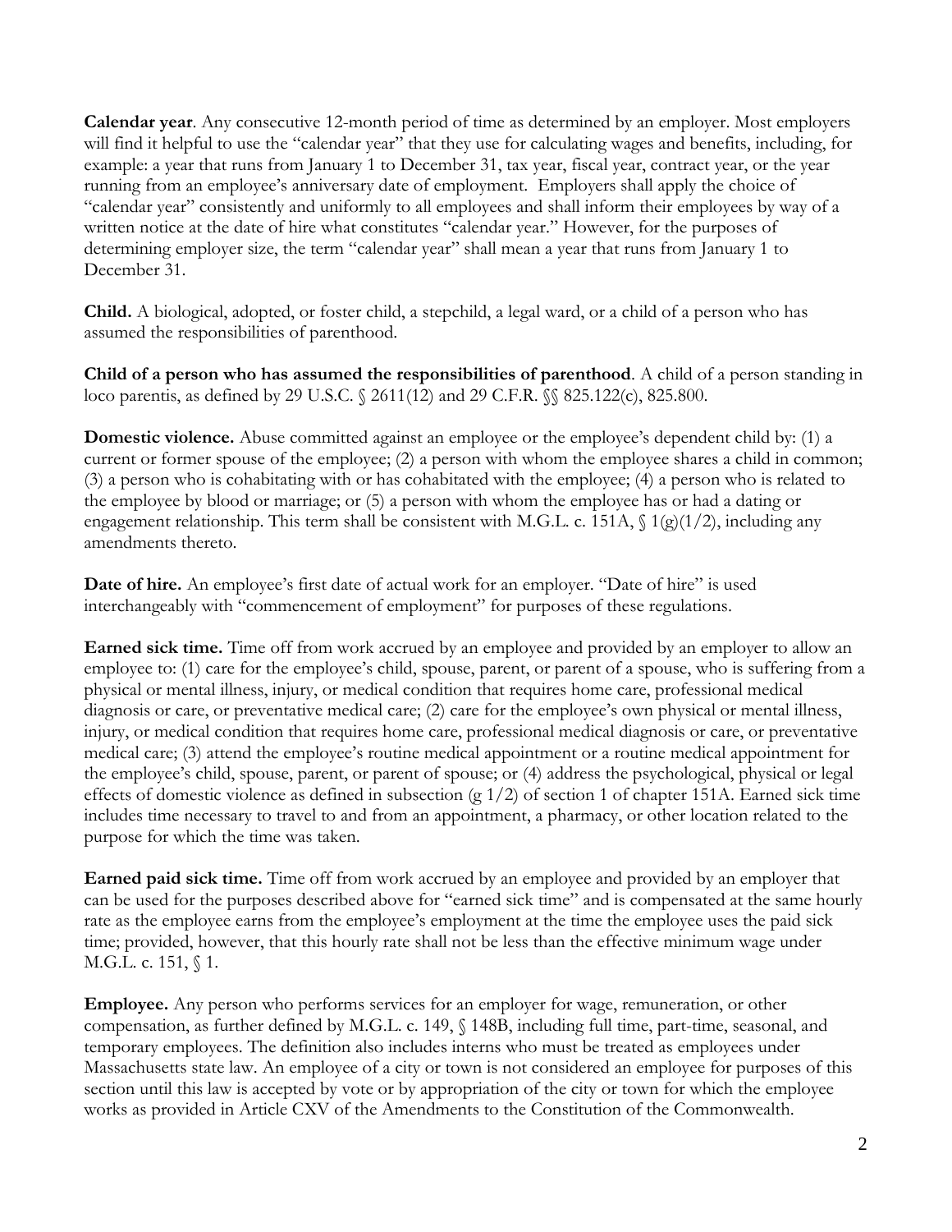**Calendar year**. Any consecutive 12-month period of time as determined by an employer. Most employers will find it helpful to use the "calendar year" that they use for calculating wages and benefits, including, for example: a year that runs from January 1 to December 31, tax year, fiscal year, contract year, or the year running from an employee's anniversary date of employment. Employers shall apply the choice of "calendar year" consistently and uniformly to all employees and shall inform their employees by way of a written notice at the date of hire what constitutes "calendar year." However, for the purposes of determining employer size, the term "calendar year" shall mean a year that runs from January 1 to December 31.

**Child.** A biological, adopted, or foster child, a stepchild, a legal ward, or a child of a person who has assumed the responsibilities of parenthood.

**Child of a person who has assumed the responsibilities of parenthood**. A child of a person standing in loco parentis, as defined by 29 U.S.C. § 2611(12) and 29 C.F.R. §§ 825.122(c), 825.800.

**Domestic violence.** Abuse committed against an employee or the employee's dependent child by: (1) a current or former spouse of the employee; (2) a person with whom the employee shares a child in common; (3) a person who is cohabitating with or has cohabitated with the employee; (4) a person who is related to the employee by blood or marriage; or (5) a person with whom the employee has or had a dating or engagement relationship. This term shall be consistent with M.G.L. c. 151A, § 1(g)(1/2), including any amendments thereto.

**Date of hire.** An employee's first date of actual work for an employer. "Date of hire" is used interchangeably with "commencement of employment" for purposes of these regulations.

**Earned sick time.** Time off from work accrued by an employee and provided by an employer to allow an employee to: (1) care for the employee's child, spouse, parent, or parent of a spouse, who is suffering from a physical or mental illness, injury, or medical condition that requires home care, professional medical diagnosis or care, or preventative medical care; (2) care for the employee's own physical or mental illness, injury, or medical condition that requires home care, professional medical diagnosis or care, or preventative medical care; (3) attend the employee's routine medical appointment or a routine medical appointment for the employee's child, spouse, parent, or parent of spouse; or (4) address the psychological, physical or legal effects of domestic violence as defined in subsection (g 1/2) of section 1 of chapter 151A. Earned sick time includes time necessary to travel to and from an appointment, a pharmacy, or other location related to the purpose for which the time was taken.

**Earned paid sick time.** Time off from work accrued by an employee and provided by an employer that can be used for the purposes described above for "earned sick time" and is compensated at the same hourly rate as the employee earns from the employee's employment at the time the employee uses the paid sick time; provided, however, that this hourly rate shall not be less than the effective minimum wage under M.G.L. c. 151, § 1.

**Employee.** Any person who performs services for an employer for wage, remuneration, or other compensation, as further defined by M.G.L. c. 149, § 148B, including full time, part-time, seasonal, and temporary employees. The definition also includes interns who must be treated as employees under Massachusetts state law. An employee of a city or town is not considered an employee for purposes of this section until this law is accepted by vote or by appropriation of the city or town for which the employee works as provided in Article CXV of the Amendments to the Constitution of the Commonwealth.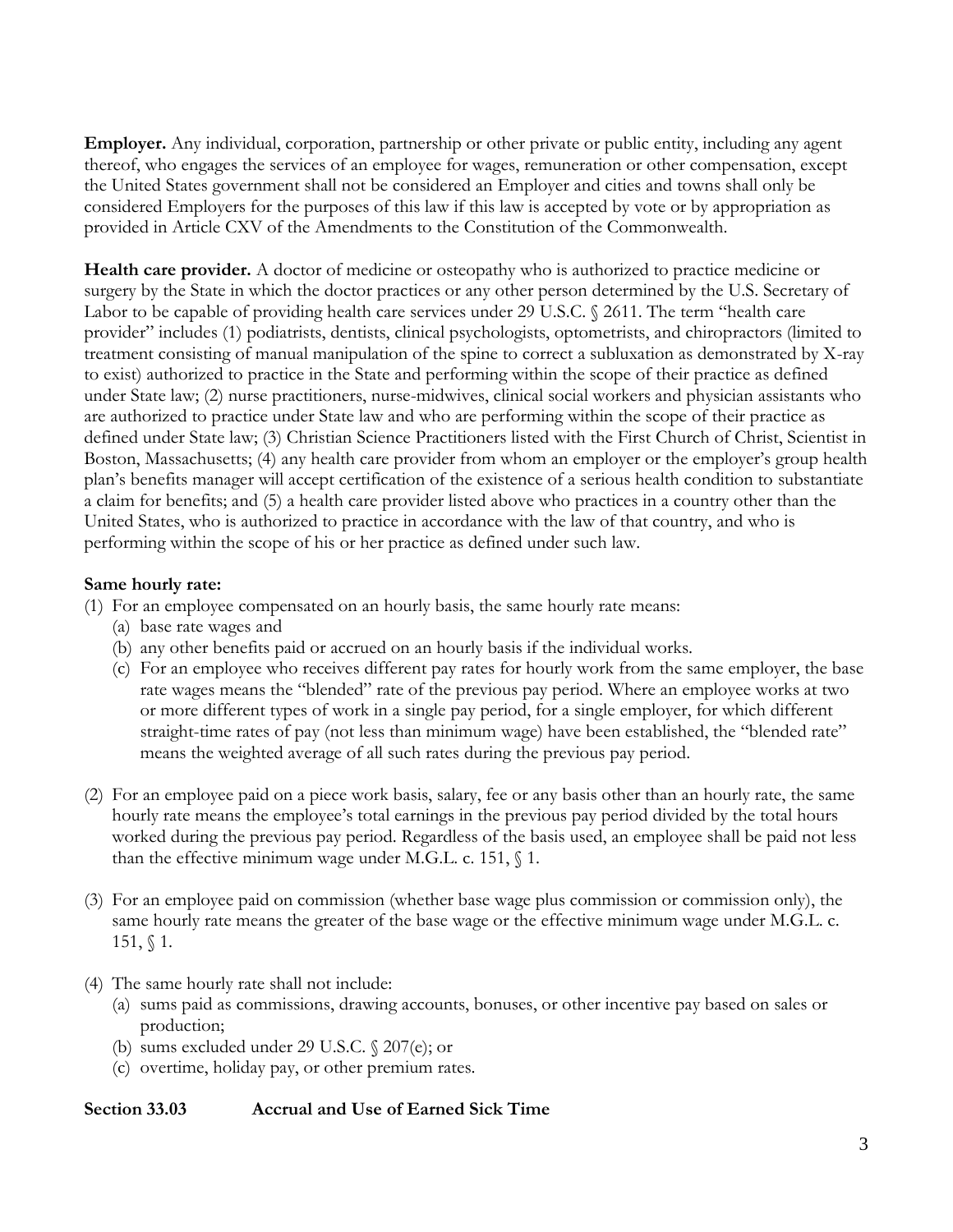**Employer.** Any individual, corporation, partnership or other private or public entity, including any agent thereof, who engages the services of an employee for wages, remuneration or other compensation, except the United States government shall not be considered an Employer and cities and towns shall only be considered Employers for the purposes of this law if this law is accepted by vote or by appropriation as provided in Article CXV of the Amendments to the Constitution of the Commonwealth.

**Health care provider.** A doctor of medicine or osteopathy who is authorized to practice medicine or surgery by the State in which the doctor practices or any other person determined by the U.S. Secretary of Labor to be capable of providing health care services under 29 U.S.C. § 2611. The term "health care provider" includes (1) podiatrists, dentists, clinical psychologists, optometrists, and chiropractors (limited to treatment consisting of manual manipulation of the spine to correct a subluxation as demonstrated by X-ray to exist) authorized to practice in the State and performing within the scope of their practice as defined under State law; (2) nurse practitioners, nurse-midwives, clinical social workers and physician assistants who are authorized to practice under State law and who are performing within the scope of their practice as defined under State law; (3) Christian Science Practitioners listed with the First Church of Christ, Scientist in Boston, Massachusetts; (4) any health care provider from whom an employer or the employer's group health plan's benefits manager will accept certification of the existence of a serious health condition to substantiate a claim for benefits; and (5) a health care provider listed above who practices in a country other than the United States, who is authorized to practice in accordance with the law of that country, and who is performing within the scope of his or her practice as defined under such law.

**Same hourly rate:**

(1) For an employee compensated on an hourly basis, the same hourly rate means:
   (a) base rate wages and
   (b) any other benefits paid or accrued on an hourly basis if the individual works.
   (c) For an employee who receives different pay rates for hourly work from the same employer, the base rate wages means the "blended" rate of the previous pay period. Where an employee works at two or more different types of work in a single pay period, for a single employer, for which different straight-time rates of pay (not less than minimum wage) have been established, the "blended rate" means the weighted average of all such rates during the previous pay period.

(2) For an employee paid on a piece work basis, salary, fee or any basis other than an hourly rate, the same hourly rate means the employee's total earnings in the previous pay period divided by the total hours worked during the previous pay period. Regardless of the basis used, an employee shall be paid not less than the effective minimum wage under M.G.L. c. 151, § 1.

(3) For an employee paid on commission (whether base wage plus commission or commission only), the same hourly rate means the greater of the base wage or the effective minimum wage under M.G.L. c. 151, § 1.

(4) The same hourly rate shall not include:
   (a) sums paid as commissions, drawing accounts, bonuses, or other incentive pay based on sales or production;
   (b) sums excluded under 29 U.S.C. § 207(e); or
   (c) overtime, holiday pay, or other premium rates.

**Section 33.03 Accrual and Use of Earned Sick Time**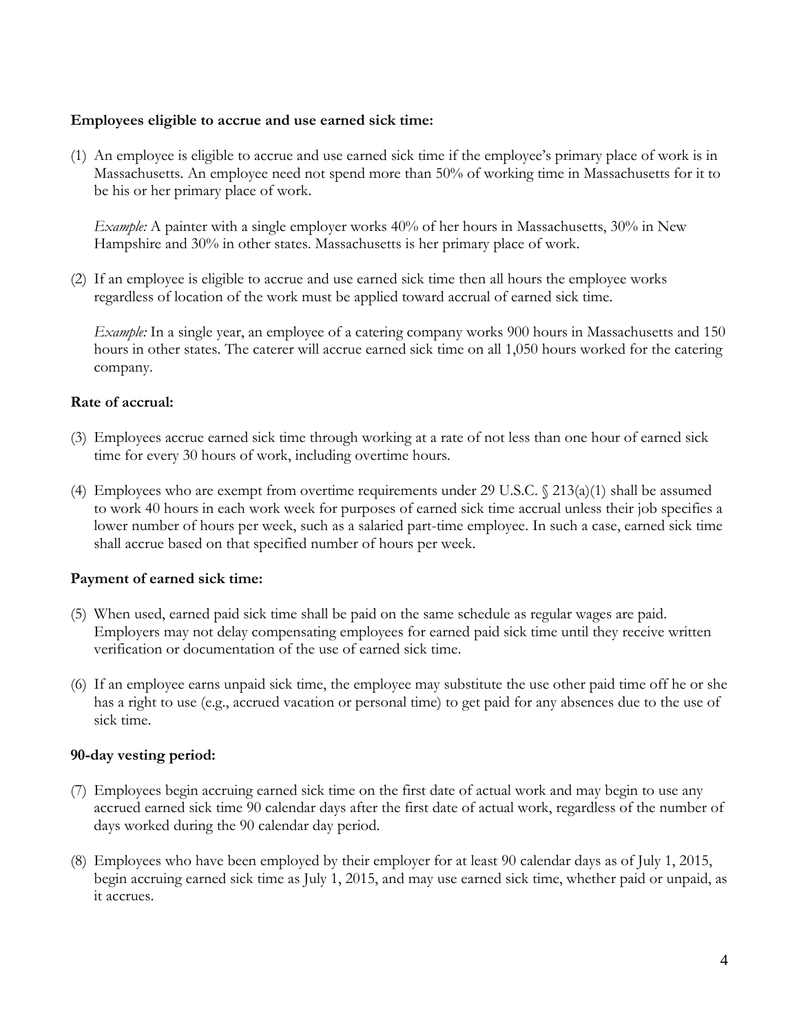**Employees eligible to accrue and use earned sick time:**

(1) An employee is eligible to accrue and use earned sick time if the employee's primary place of work is in Massachusetts. An employee need not spend more than 50% of working time in Massachusetts for it to be his or her primary place of work.

*Example:* A painter with a single employer works 40% of her hours in Massachusetts, 30% in New Hampshire and 30% in other states. Massachusetts is her primary place of work.

(2) If an employee is eligible to accrue and use earned sick time then all hours the employee works regardless of location of the work must be applied toward accrual of earned sick time.

*Example:* In a single year, an employee of a catering company works 900 hours in Massachusetts and 150 hours in other states. The caterer will accrue earned sick time on all 1,050 hours worked for the catering company.

**Rate of accrual:**

(3) Employees accrue earned sick time through working at a rate of not less than one hour of earned sick time for every 30 hours of work, including overtime hours.

(4) Employees who are exempt from overtime requirements under 29 U.S.C. § 213(a)(1) shall be assumed to work 40 hours in each work week for purposes of earned sick time accrual unless their job specifies a lower number of hours per week, such as a salaried part-time employee. In such a case, earned sick time shall accrue based on that specified number of hours per week.

**Payment of earned sick time:**

(5) When used, earned paid sick time shall be paid on the same schedule as regular wages are paid. Employers may not delay compensating employees for earned paid sick time until they receive written verification or documentation of the use of earned sick time.

(6) If an employee earns unpaid sick time, the employee may substitute the use other paid time off he or she has a right to use (e.g., accrued vacation or personal time) to get paid for any absences due to the use of sick time.

**90-day vesting period:**

(7) Employees begin accruing earned sick time on the first date of actual work and may begin to use any accrued earned sick time 90 calendar days after the first date of actual work, regardless of the number of days worked during the 90 calendar day period.

(8) Employees who have been employed by their employer for at least 90 calendar days as of July 1, 2015, begin accruing earned sick time as July 1, 2015, and may use earned sick time, whether paid or unpaid, as it accrues.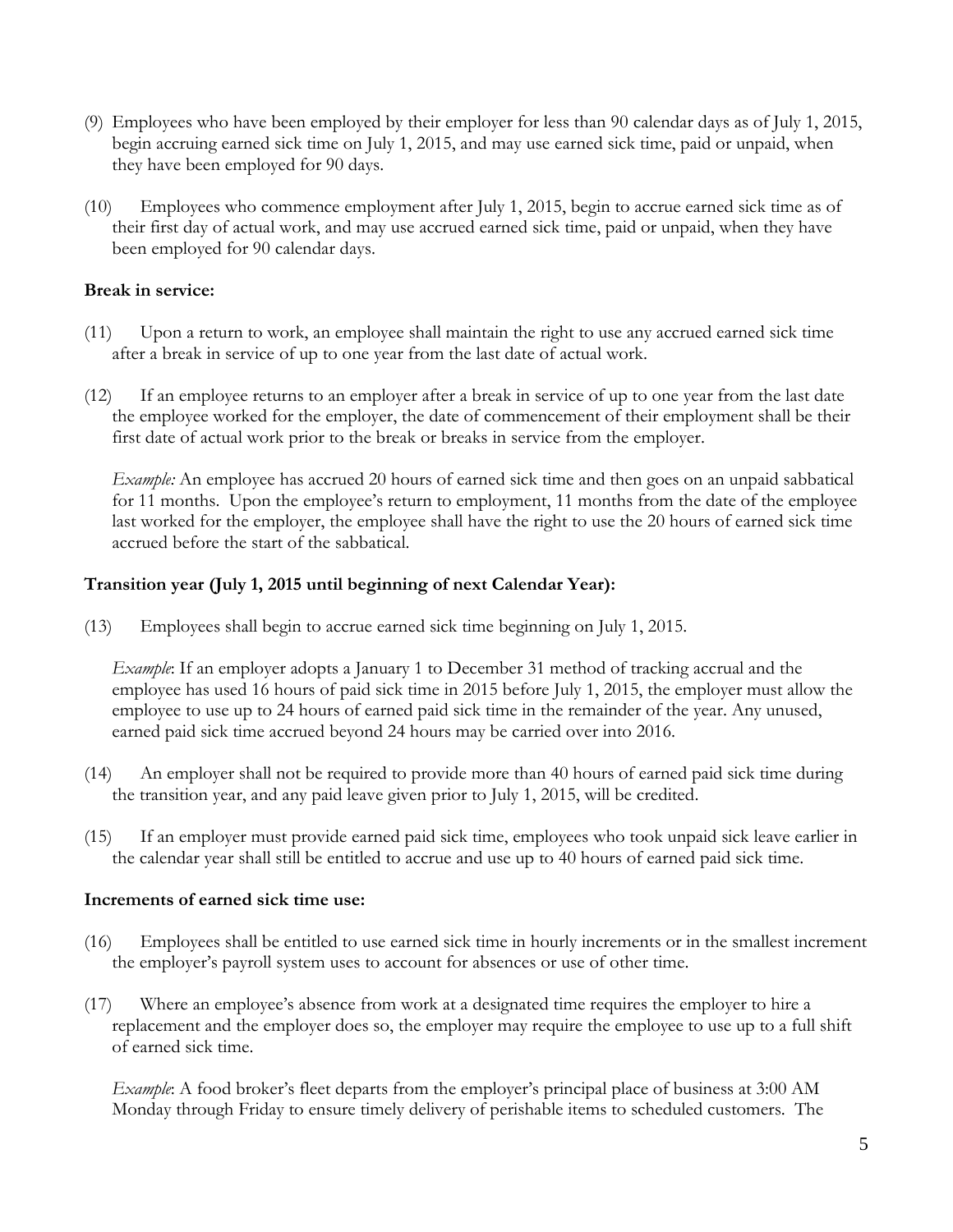(9) Employees who have been employed by their employer for less than 90 calendar days as of July 1, 2015, begin accruing earned sick time on July 1, 2015, and may use earned sick time, paid or unpaid, when they have been employed for 90 days.

(10) Employees who commence employment after July 1, 2015, begin to accrue earned sick time as of their first day of actual work, and may use accrued earned sick time, paid or unpaid, when they have been employed for 90 calendar days.

**Break in service:**

(11) Upon a return to work, an employee shall maintain the right to use any accrued earned sick time after a break in service of up to one year from the last date of actual work.

(12) If an employee returns to an employer after a break in service of up to one year from the last date the employee worked for the employer, the date of commencement of their employment shall be their first date of actual work prior to the break or breaks in service from the employer.

*Example:* An employee has accrued 20 hours of earned sick time and then goes on an unpaid sabbatical for 11 months. Upon the employee's return to employment, 11 months from the date of the employee last worked for the employer, the employee shall have the right to use the 20 hours of earned sick time accrued before the start of the sabbatical.

**Transition year (July 1, 2015 until beginning of next Calendar Year):**

(13) Employees shall begin to accrue earned sick time beginning on July 1, 2015.

*Example*: If an employer adopts a January 1 to December 31 method of tracking accrual and the employee has used 16 hours of paid sick time in 2015 before July 1, 2015, the employer must allow the employee to use up to 24 hours of earned paid sick time in the remainder of the year. Any unused, earned paid sick time accrued beyond 24 hours may be carried over into 2016.

(14) An employer shall not be required to provide more than 40 hours of earned paid sick time during the transition year, and any paid leave given prior to July 1, 2015, will be credited.

(15) If an employer must provide earned paid sick time, employees who took unpaid sick leave earlier in the calendar year shall still be entitled to accrue and use up to 40 hours of earned paid sick time.

**Increments of earned sick time use:**

(16) Employees shall be entitled to use earned sick time in hourly increments or in the smallest increment the employer's payroll system uses to account for absences or use of other time.

(17) Where an employee's absence from work at a designated time requires the employer to hire a replacement and the employer does so, the employer may require the employee to use up to a full shift of earned sick time.

*Example*: A food broker's fleet departs from the employer's principal place of business at 3:00 AM Monday through Friday to ensure timely delivery of perishable items to scheduled customers. The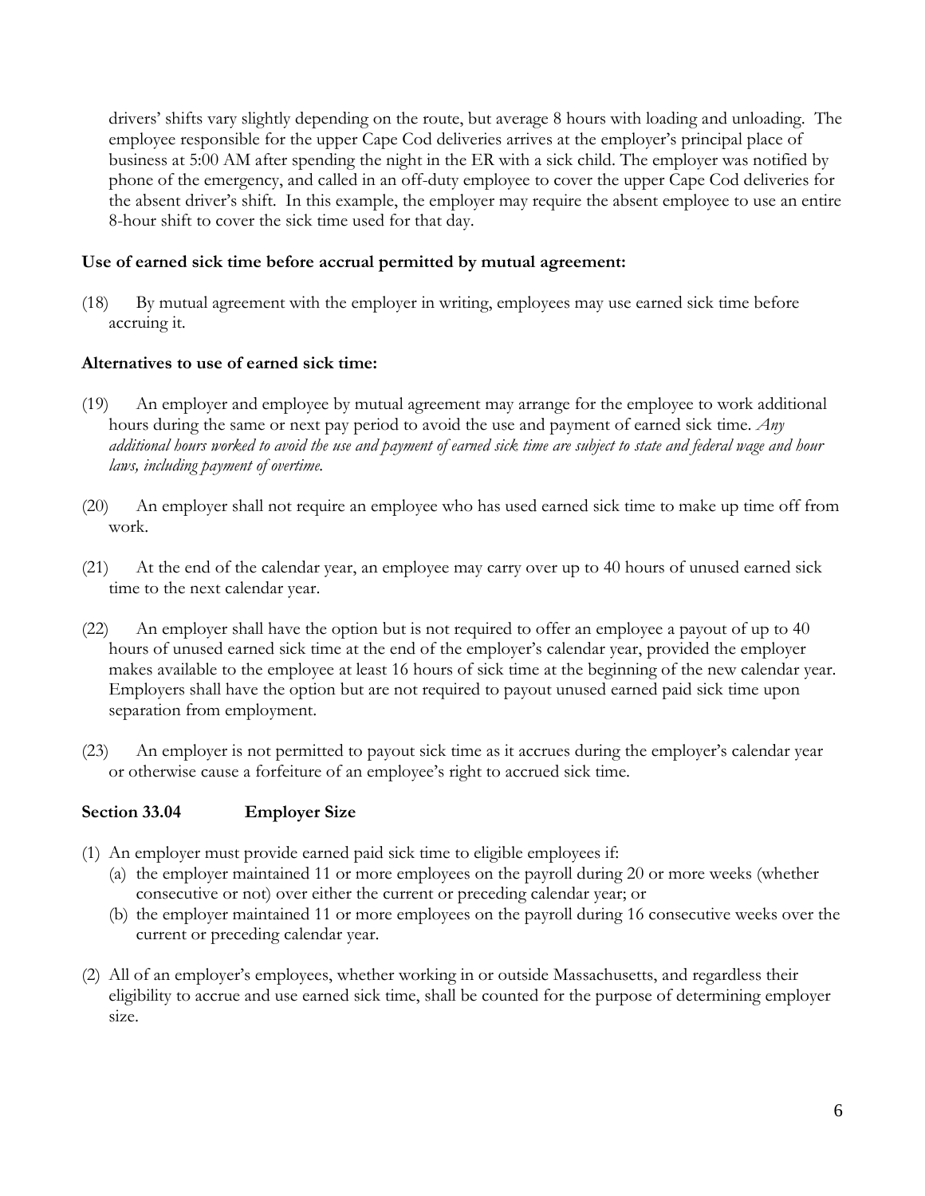drivers' shifts vary slightly depending on the route, but average 8 hours with loading and unloading. The employee responsible for the upper Cape Cod deliveries arrives at the employer's principal place of business at 5:00 AM after spending the night in the ER with a sick child. The employer was notified by phone of the emergency, and called in an off-duty employee to cover the upper Cape Cod deliveries for the absent driver's shift. In this example, the employer may require the absent employee to use an entire 8-hour shift to cover the sick time used for that day.

**Use of earned sick time before accrual permitted by mutual agreement:**

(18) By mutual agreement with the employer in writing, employees may use earned sick time before accruing it.

**Alternatives to use of earned sick time:**

(19) An employer and employee by mutual agreement may arrange for the employee to work additional hours during the same or next pay period to avoid the use and payment of earned sick time. *Any additional hours worked to avoid the use and payment of earned sick time are subject to state and federal wage and hour laws, including payment of overtime.*

(20) An employer shall not require an employee who has used earned sick time to make up time off from work.

(21) At the end of the calendar year, an employee may carry over up to 40 hours of unused earned sick time to the next calendar year.

(22) An employer shall have the option but is not required to offer an employee a payout of up to 40 hours of unused earned sick time at the end of the employer's calendar year, provided the employer makes available to the employee at least 16 hours of sick time at the beginning of the new calendar year. Employers shall have the option but are not required to payout unused earned paid sick time upon separation from employment.

(23) An employer is not permitted to payout sick time as it accrues during the employer's calendar year or otherwise cause a forfeiture of an employee's right to accrued sick time.

## Section 33.04 Employer Size

(1) An employer must provide earned paid sick time to eligible employees if:
   (a) the employer maintained 11 or more employees on the payroll during 20 or more weeks (whether consecutive or not) over either the current or preceding calendar year; or
   (b) the employer maintained 11 or more employees on the payroll during 16 consecutive weeks over the current or preceding calendar year.

(2) All of an employer's employees, whether working in or outside Massachusetts, and regardless their eligibility to accrue and use earned sick time, shall be counted for the purpose of determining employer size.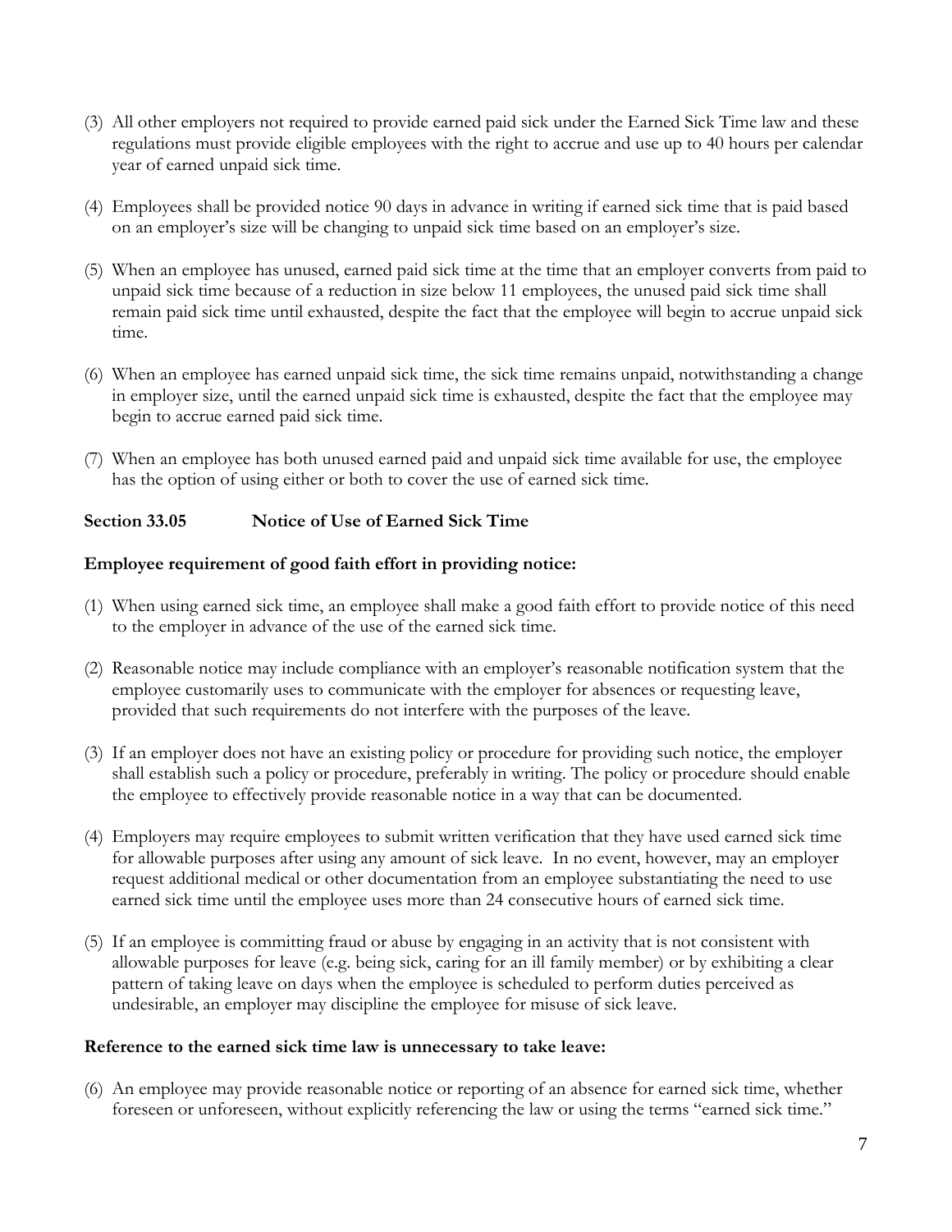(3) All other employers not required to provide earned paid sick under the Earned Sick Time law and these regulations must provide eligible employees with the right to accrue and use up to 40 hours per calendar year of earned unpaid sick time.

(4) Employees shall be provided notice 90 days in advance in writing if earned sick time that is paid based on an employer's size will be changing to unpaid sick time based on an employer's size.

(5) When an employee has unused, earned paid sick time at the time that an employer converts from paid to unpaid sick time because of a reduction in size below 11 employees, the unused paid sick time shall remain paid sick time until exhausted, despite the fact that the employee will begin to accrue unpaid sick time.

(6) When an employee has earned unpaid sick time, the sick time remains unpaid, notwithstanding a change in employer size, until the earned unpaid sick time is exhausted, despite the fact that the employee may begin to accrue earned paid sick time.

(7) When an employee has both unused earned paid and unpaid sick time available for use, the employee has the option of using either or both to cover the use of earned sick time.

## Section 33.05 Notice of Use of Earned Sick Time

**Employee requirement of good faith effort in providing notice:**

(1) When using earned sick time, an employee shall make a good faith effort to provide notice of this need to the employer in advance of the use of the earned sick time.

(2) Reasonable notice may include compliance with an employer's reasonable notification system that the employee customarily uses to communicate with the employer for absences or requesting leave, provided that such requirements do not interfere with the purposes of the leave.

(3) If an employer does not have an existing policy or procedure for providing such notice, the employer shall establish such a policy or procedure, preferably in writing. The policy or procedure should enable the employee to effectively provide reasonable notice in a way that can be documented.

(4) Employers may require employees to submit written verification that they have used earned sick time for allowable purposes after using any amount of sick leave. In no event, however, may an employer request additional medical or other documentation from an employee substantiating the need to use earned sick time until the employee uses more than 24 consecutive hours of earned sick time.

(5) If an employee is committing fraud or abuse by engaging in an activity that is not consistent with allowable purposes for leave (e.g. being sick, caring for an ill family member) or by exhibiting a clear pattern of taking leave on days when the employee is scheduled to perform duties perceived as undesirable, an employer may discipline the employee for misuse of sick leave.

**Reference to the earned sick time law is unnecessary to take leave:**

(6) An employee may provide reasonable notice or reporting of an absence for earned sick time, whether foreseen or unforeseen, without explicitly referencing the law or using the terms "earned sick time."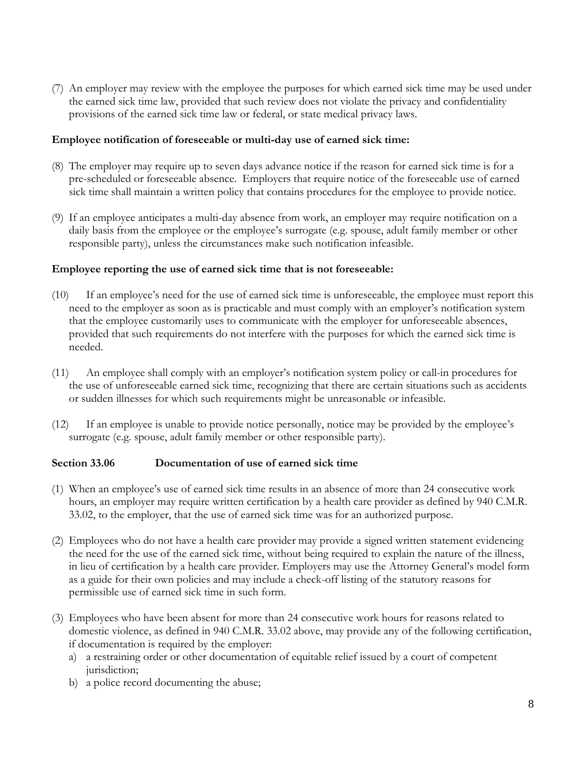(7) An employer may review with the employee the purposes for which earned sick time may be used under the earned sick time law, provided that such review does not violate the privacy and confidentiality provisions of the earned sick time law or federal, or state medical privacy laws.

**Employee notification of foreseeable or multi-day use of earned sick time:**

(8) The employer may require up to seven days advance notice if the reason for earned sick time is for a pre-scheduled or foreseeable absence. Employers that require notice of the foreseeable use of earned sick time shall maintain a written policy that contains procedures for the employee to provide notice.

(9) If an employee anticipates a multi-day absence from work, an employer may require notification on a daily basis from the employee or the employee's surrogate (e.g. spouse, adult family member or other responsible party), unless the circumstances make such notification infeasible.

**Employee reporting the use of earned sick time that is not foreseeable:**

(10) If an employee's need for the use of earned sick time is unforeseeable, the employee must report this need to the employer as soon as is practicable and must comply with an employer's notification system that the employee customarily uses to communicate with the employer for unforeseeable absences, provided that such requirements do not interfere with the purposes for which the earned sick time is needed.

(11) An employee shall comply with an employer's notification system policy or call-in procedures for the use of unforeseeable earned sick time, recognizing that there are certain situations such as accidents or sudden illnesses for which such requirements might be unreasonable or infeasible.

(12) If an employee is unable to provide notice personally, notice may be provided by the employee's surrogate (e.g. spouse, adult family member or other responsible party).

**Section 33.06 Documentation of use of earned sick time**

(1) When an employee's use of earned sick time results in an absence of more than 24 consecutive work hours, an employer may require written certification by a health care provider as defined by 940 C.M.R. 33.02, to the employer, that the use of earned sick time was for an authorized purpose.

(2) Employees who do not have a health care provider may provide a signed written statement evidencing the need for the use of the earned sick time, without being required to explain the nature of the illness, in lieu of certification by a health care provider. Employers may use the Attorney General's model form as a guide for their own policies and may include a check-off listing of the statutory reasons for permissible use of earned sick time in such form.

(3) Employees who have been absent for more than 24 consecutive work hours for reasons related to domestic violence, as defined in 940 C.M.R. 33.02 above, may provide any of the following certification, if documentation is required by the employer:
   a) a restraining order or other documentation of equitable relief issued by a court of competent jurisdiction;
   b) a police record documenting the abuse;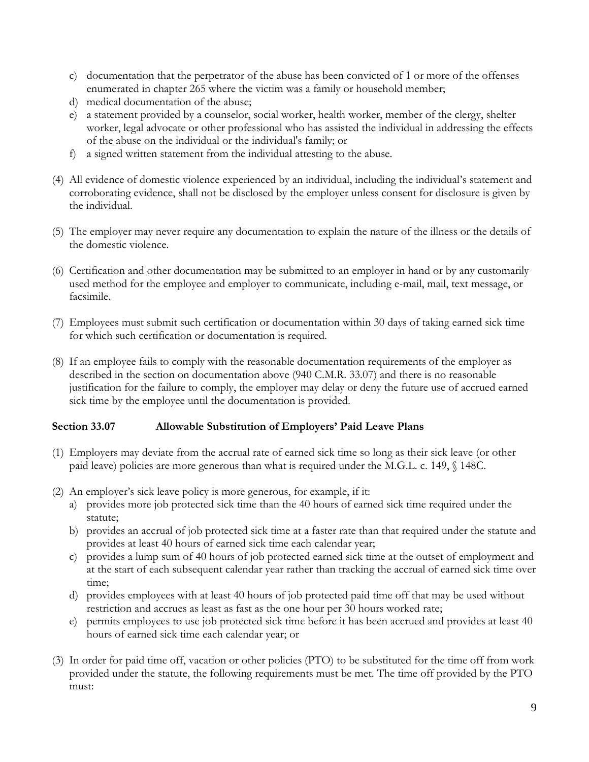c) documentation that the perpetrator of the abuse has been convicted of 1 or more of the offenses enumerated in chapter 265 where the victim was a family or household member;
d) medical documentation of the abuse;
e) a statement provided by a counselor, social worker, health worker, member of the clergy, shelter worker, legal advocate or other professional who has assisted the individual in addressing the effects of the abuse on the individual or the individual's family; or
f) a signed written statement from the individual attesting to the abuse.

(4) All evidence of domestic violence experienced by an individual, including the individual's statement and corroborating evidence, shall not be disclosed by the employer unless consent for disclosure is given by the individual.

(5) The employer may never require any documentation to explain the nature of the illness or the details of the domestic violence.

(6) Certification and other documentation may be submitted to an employer in hand or by any customarily used method for the employee and employer to communicate, including e-mail, mail, text message, or facsimile.

(7) Employees must submit such certification or documentation within 30 days of taking earned sick time for which such certification or documentation is required.

(8) If an employee fails to comply with the reasonable documentation requirements of the employer as described in the section on documentation above (940 C.M.R. 33.07) and there is no reasonable justification for the failure to comply, the employer may delay or deny the future use of accrued earned sick time by the employee until the documentation is provided.

### Section 33.07 Allowable Substitution of Employers' Paid Leave Plans

(1) Employers may deviate from the accrual rate of earned sick time so long as their sick leave (or other paid leave) policies are more generous than what is required under the M.G.L. c. 149, § 148C.

(2) An employer's sick leave policy is more generous, for example, if it:
a) provides more job protected sick time than the 40 hours of earned sick time required under the statute;
b) provides an accrual of job protected sick time at a faster rate than that required under the statute and provides at least 40 hours of earned sick time each calendar year;
c) provides a lump sum of 40 hours of job protected earned sick time at the outset of employment and at the start of each subsequent calendar year rather than tracking the accrual of earned sick time over time;
d) provides employees with at least 40 hours of job protected paid time off that may be used without restriction and accrues as least as fast as the one hour per 30 hours worked rate;
e) permits employees to use job protected sick time before it has been accrued and provides at least 40 hours of earned sick time each calendar year; or

(3) In order for paid time off, vacation or other policies (PTO) to be substituted for the time off from work provided under the statute, the following requirements must be met. The time off provided by the PTO must: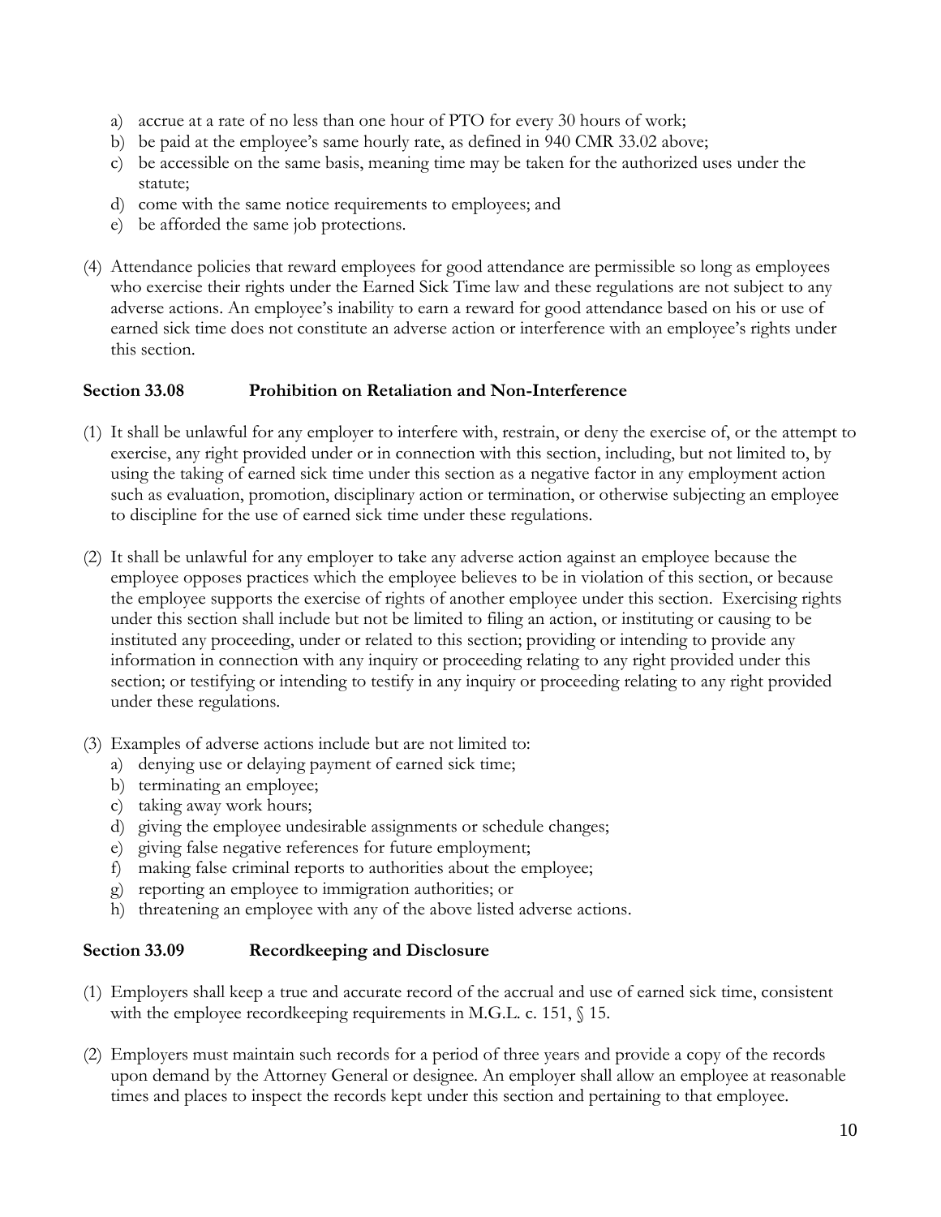a) accrue at a rate of no less than one hour of PTO for every 30 hours of work;
b) be paid at the employee's same hourly rate, as defined in 940 CMR 33.02 above;
c) be accessible on the same basis, meaning time may be taken for the authorized uses under the statute;
d) come with the same notice requirements to employees; and
e) be afforded the same job protections.

(4) Attendance policies that reward employees for good attendance are permissible so long as employees who exercise their rights under the Earned Sick Time law and these regulations are not subject to any adverse actions. An employee's inability to earn a reward for good attendance based on his or use of earned sick time does not constitute an adverse action or interference with an employee's rights under this section.

**Section 33.08 Prohibition on Retaliation and Non-Interference**

(1) It shall be unlawful for any employer to interfere with, restrain, or deny the exercise of, or the attempt to exercise, any right provided under or in connection with this section, including, but not limited to, by using the taking of earned sick time under this section as a negative factor in any employment action such as evaluation, promotion, disciplinary action or termination, or otherwise subjecting an employee to discipline for the use of earned sick time under these regulations.

(2) It shall be unlawful for any employer to take any adverse action against an employee because the employee opposes practices which the employee believes to be in violation of this section, or because the employee supports the exercise of rights of another employee under this section. Exercising rights under this section shall include but not be limited to filing an action, or instituting or causing to be instituted any proceeding, under or related to this section; providing or intending to provide any information in connection with any inquiry or proceeding relating to any right provided under this section; or testifying or intending to testify in any inquiry or proceeding relating to any right provided under these regulations.

(3) Examples of adverse actions include but are not limited to:
a) denying use or delaying payment of earned sick time;
b) terminating an employee;
c) taking away work hours;
d) giving the employee undesirable assignments or schedule changes;
e) giving false negative references for future employment;
f) making false criminal reports to authorities about the employee;
g) reporting an employee to immigration authorities; or
h) threatening an employee with any of the above listed adverse actions.

**Section 33.09 Recordkeeping and Disclosure**

(1) Employers shall keep a true and accurate record of the accrual and use of earned sick time, consistent with the employee recordkeeping requirements in M.G.L. c. 151, § 15.

(2) Employers must maintain such records for a period of three years and provide a copy of the records upon demand by the Attorney General or designee. An employer shall allow an employee at reasonable times and places to inspect the records kept under this section and pertaining to that employee.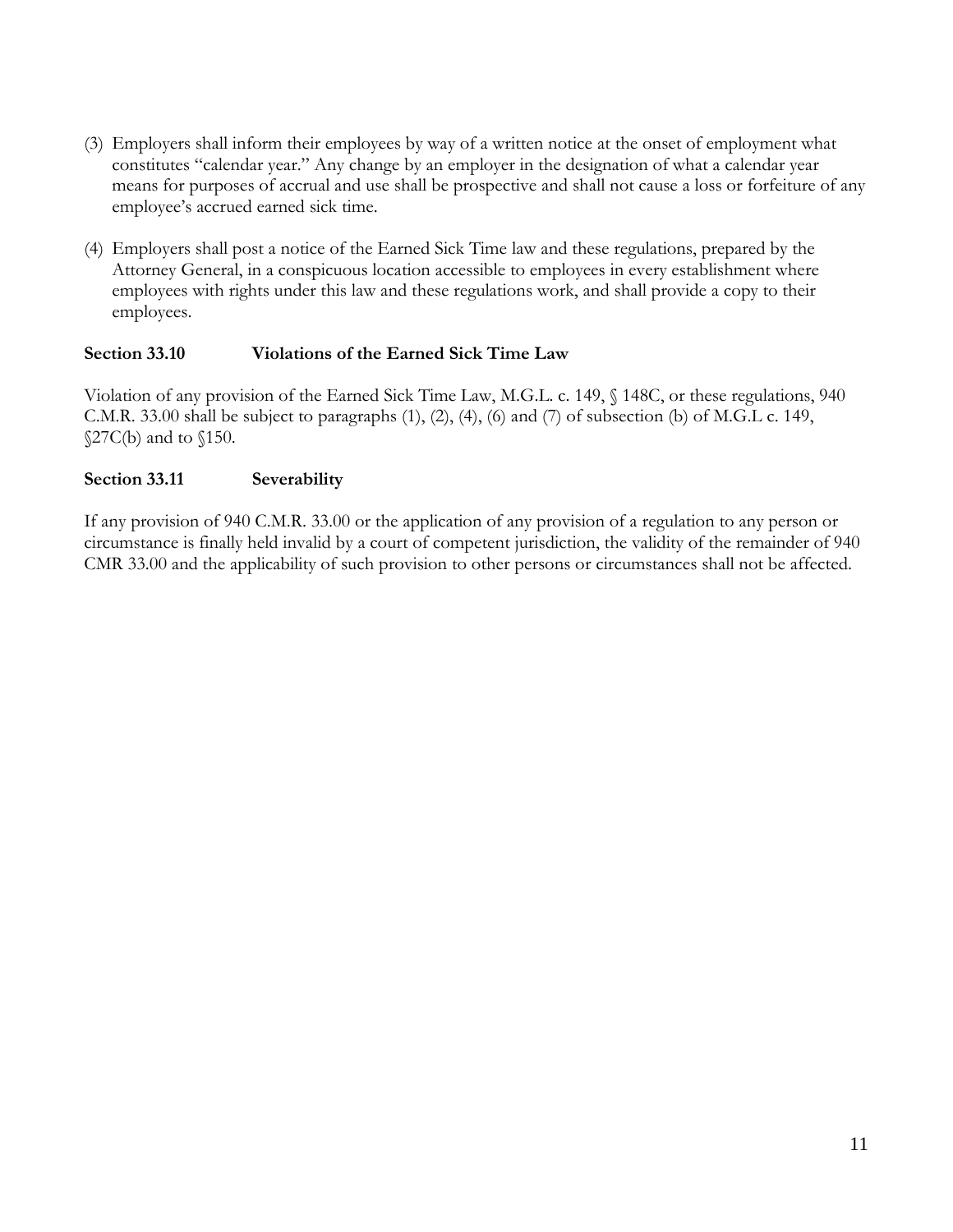(3) Employers shall inform their employees by way of a written notice at the onset of employment what constitutes "calendar year." Any change by an employer in the designation of what a calendar year means for purposes of accrual and use shall be prospective and shall not cause a loss or forfeiture of any employee's accrued earned sick time.

(4) Employers shall post a notice of the Earned Sick Time law and these regulations, prepared by the Attorney General, in a conspicuous location accessible to employees in every establishment where employees with rights under this law and these regulations work, and shall provide a copy to their employees.

**Section 33.10 Violations of the Earned Sick Time Law**

Violation of any provision of the Earned Sick Time Law, M.G.L. c. 149, § 148C, or these regulations, 940 C.M.R. 33.00 shall be subject to paragraphs (1), (2), (4), (6) and (7) of subsection (b) of M.G.L c. 149, §27C(b) and to §150.

**Section 33.11 Severability**

If any provision of 940 C.M.R. 33.00 or the application of any provision of a regulation to any person or circumstance is finally held invalid by a court of competent jurisdiction, the validity of the remainder of 940 CMR 33.00 and the applicability of such provision to other persons or circumstances shall not be affected.